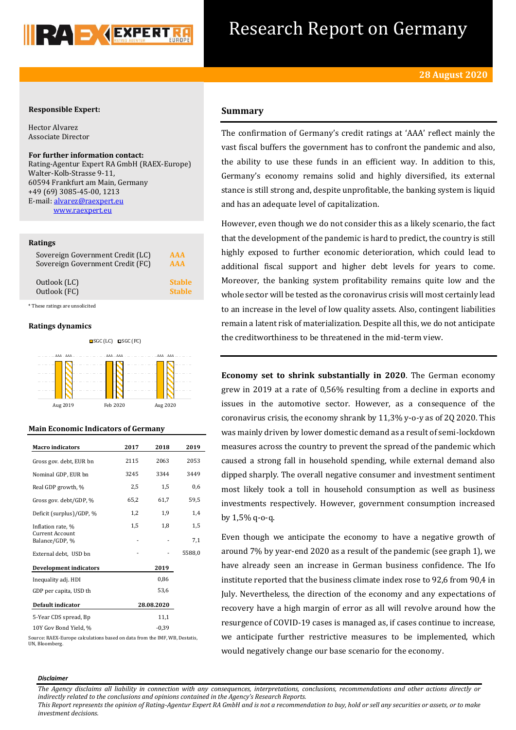# Research Report on Germany

**28 August 2020**

**Responsible Expert:**

Hector Alvarez
Associate Director

**For further information contact:**
Rating-Agentur Expert RA GmbH (RAEX-Europe)
Walter-Kolb-Strasse 9-11,
60594 Frankfurt am Main, Germany
+49 (69) 3085-45-00, 1213
E-mail: alvarez@raexpert.eu
www.raexpert.eu

**Ratings**

| | |
|---|---|
| Sovereign Government Credit (LC) | AAA |
| Sovereign Government Credit (FC) | AAA |
| Outlook (LC) | Stable |
| Outlook (FC) | Stable |

\* These ratings are unsolicited

**Ratings dynamics**

| | SGC (LC) | SGC (FC) |
|---|---|---|
| Aug 2019 | AAA | AAA |
| Feb 2020 | AAA | AAA |
| Aug 2020 | AAA | AAA |

**Main Economic Indicators of Germany**

| Macro indicators | 2017 | 2018 | 2019 |
|---|---|---|---|
| Gross gov. debt, EUR bn | 2115 | 2063 | 2053 |
| Nominal GDP, EUR bn | 3245 | 3344 | 3449 |
| Real GDP growth, % | 2,5 | 1,5 | 0,6 |
| Gross gov. debt/GDP, % | 65,2 | 61,7 | 59,5 |
| Deficit (surplus)/GDP, % | 1,2 | 1,9 | 1,4 |
| Inflation rate, % | 1,5 | 1,8 | 1,5 |
| Current Account Balance/GDP, % | - | - | 7,1 |
| External debt, USD bn | - | - | 5588,0 |
| **Development indicators** | | **2019** | |
| Inequality adj. HDI | | 0,86 | |
| GDP per capita, USD th | | 53,6 | |
| **Default indicator** | | **28.08.2020** | |
| 5-Year CDS spread, Bp | | 11,1 | |
| 10Y Gov Bond Yield, % | | -0,39 | |

Source: RAEX-Europe calculations based on data from the IMF, WB, Destatis, UN, Bloomberg.

## Summary

The confirmation of Germany's credit ratings at 'AAA' reflect mainly the vast fiscal buffers the government has to confront the pandemic and also, the ability to use these funds in an efficient way. In addition to this, Germany's economy remains solid and highly diversified, its external stance is still strong and, despite unprofitable, the banking system is liquid and has an adequate level of capitalization.

However, even though we do not consider this as a likely scenario, the fact that the development of the pandemic is hard to predict, the country is still highly exposed to further economic deterioration, which could lead to additional fiscal support and higher debt levels for years to come. Moreover, the banking system profitability remains quite low and the whole sector will be tested as the coronavirus crisis will most certainly lead to an increase in the level of low quality assets. Also, contingent liabilities remain a latent risk of materialization. Despite all this, we do not anticipate the creditworthiness to be threatened in the mid-term view.

**Economy set to shrink substantially in 2020**. The German economy grew in 2019 at a rate of 0,56% resulting from a decline in exports and issues in the automotive sector. However, as a consequence of the coronavirus crisis, the economy shrank by 11,3% y-o-y as of 2Q 2020. This was mainly driven by lower domestic demand as a result of semi-lockdown measures across the country to prevent the spread of the pandemic which caused a strong fall in household spending, while external demand also dipped sharply. The overall negative consumer and investment sentiment most likely took a toll in household consumption as well as business investments respectively. However, government consumption increased by 1,5% q-o-q.

Even though we anticipate the economy to have a negative growth of around 7% by year-end 2020 as a result of the pandemic (see graph 1), we have already seen an increase in German business confidence. The Ifo institute reported that the business climate index rose to 92,6 from 90,4 in July. Nevertheless, the direction of the economy and any expectations of recovery have a high margin of error as all will revolve around how the resurgence of COVID-19 cases is managed as, if cases continue to increase, we anticipate further restrictive measures to be implemented, which would negatively change our base scenario for the economy.

***Disclaimer***

*The Agency disclaims all liability in connection with any consequences, interpretations, conclusions, recommendations and other actions directly or indirectly related to the conclusions and opinions contained in the Agency's Research Reports.*
*This Report represents the opinion of Rating-Agentur Expert RA GmbH and is not a recommendation to buy, hold or sell any securities or assets, or to make investment decisions.*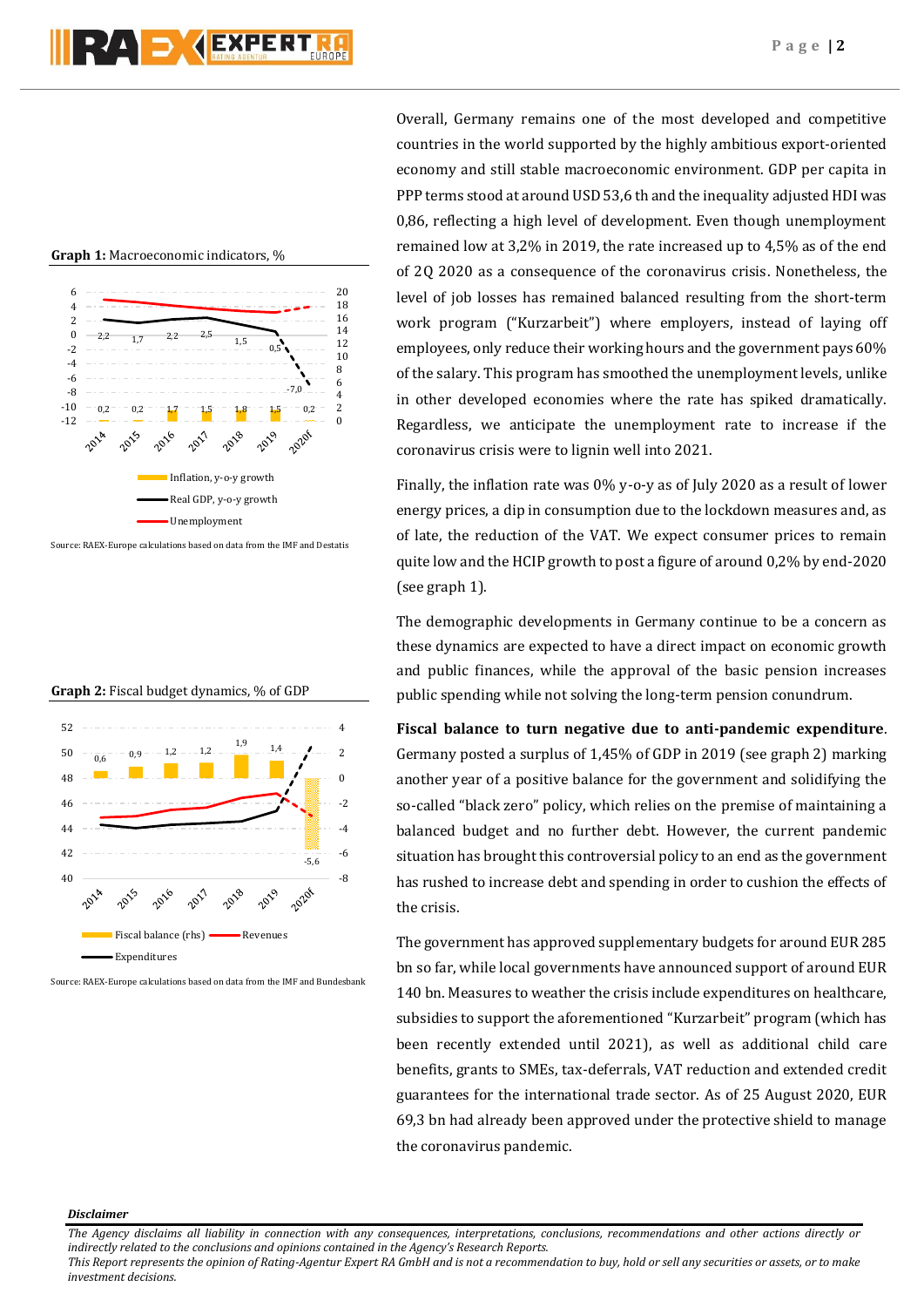**Graph 1:** Macroeconomic indicators, %

Inflation, y-o-y growth

Real GDP, y-o-y growth

Unemployment

Source: RAEX-Europe calculations based on data from the IMF and Destatis

**Graph 2:** Fiscal budget dynamics, % of GDP

Fiscal balance (rhs)

Revenues

Expenditures

Source: RAEX-Europe calculations based on data from the IMF and Bundesbank

Overall, Germany remains one of the most developed and competitive countries in the world supported by the highly ambitious export-oriented economy and still stable macroeconomic environment. GDP per capita in PPP terms stood at around USD 53,6 th and the inequality adjusted HDI was 0,86, reflecting a high level of development. Even though unemployment remained low at 3,2% in 2019, the rate increased up to 4,5% as of the end of 2Q 2020 as a consequence of the coronavirus crisis. Nonetheless, the level of job losses has remained balanced resulting from the short-term work program ("Kurzarbeit") where employers, instead of laying off employees, only reduce their working hours and the government pays 60% of the salary. This program has smoothed the unemployment levels, unlike in other developed economies where the rate has spiked dramatically. Regardless, we anticipate the unemployment rate to increase if the coronavirus crisis were to lignin well into 2021.

Finally, the inflation rate was 0% y-o-y as of July 2020 as a result of lower energy prices, a dip in consumption due to the lockdown measures and, as of late, the reduction of the VAT. We expect consumer prices to remain quite low and the HCIP growth to post a figure of around 0,2% by end-2020 (see graph 1).

The demographic developments in Germany continue to be a concern as these dynamics are expected to have a direct impact on economic growth and public finances, while the approval of the basic pension increases public spending while not solving the long-term pension conundrum.

**Fiscal balance to turn negative due to anti-pandemic expenditure**. Germany posted a surplus of 1,45% of GDP in 2019 (see graph 2) marking another year of a positive balance for the government and solidifying the so-called "black zero" policy, which relies on the premise of maintaining a balanced budget and no further debt. However, the current pandemic situation has brought this controversial policy to an end as the government has rushed to increase debt and spending in order to cushion the effects of the crisis.

The government has approved supplementary budgets for around EUR 285 bn so far, while local governments have announced support of around EUR 140 bn. Measures to weather the crisis include expenditures on healthcare, subsidies to support the aforementioned "Kurzarbeit" program (which has been recently extended until 2021), as well as additional child care benefits, grants to SMEs, tax-deferrals, VAT reduction and extended credit guarantees for the international trade sector. As of 25 August 2020, EUR 69,3 bn had already been approved under the protective shield to manage the coronavirus pandemic.

***Disclaimer***

*The Agency disclaims all liability in connection with any consequences, interpretations, conclusions, recommendations and other actions directly or indirectly related to the conclusions and opinions contained in the Agency's Research Reports.*
*This Report represents the opinion of Rating-Agentur Expert RA GmbH and is not a recommendation to buy, hold or sell any securities or assets, or to make investment decisions.*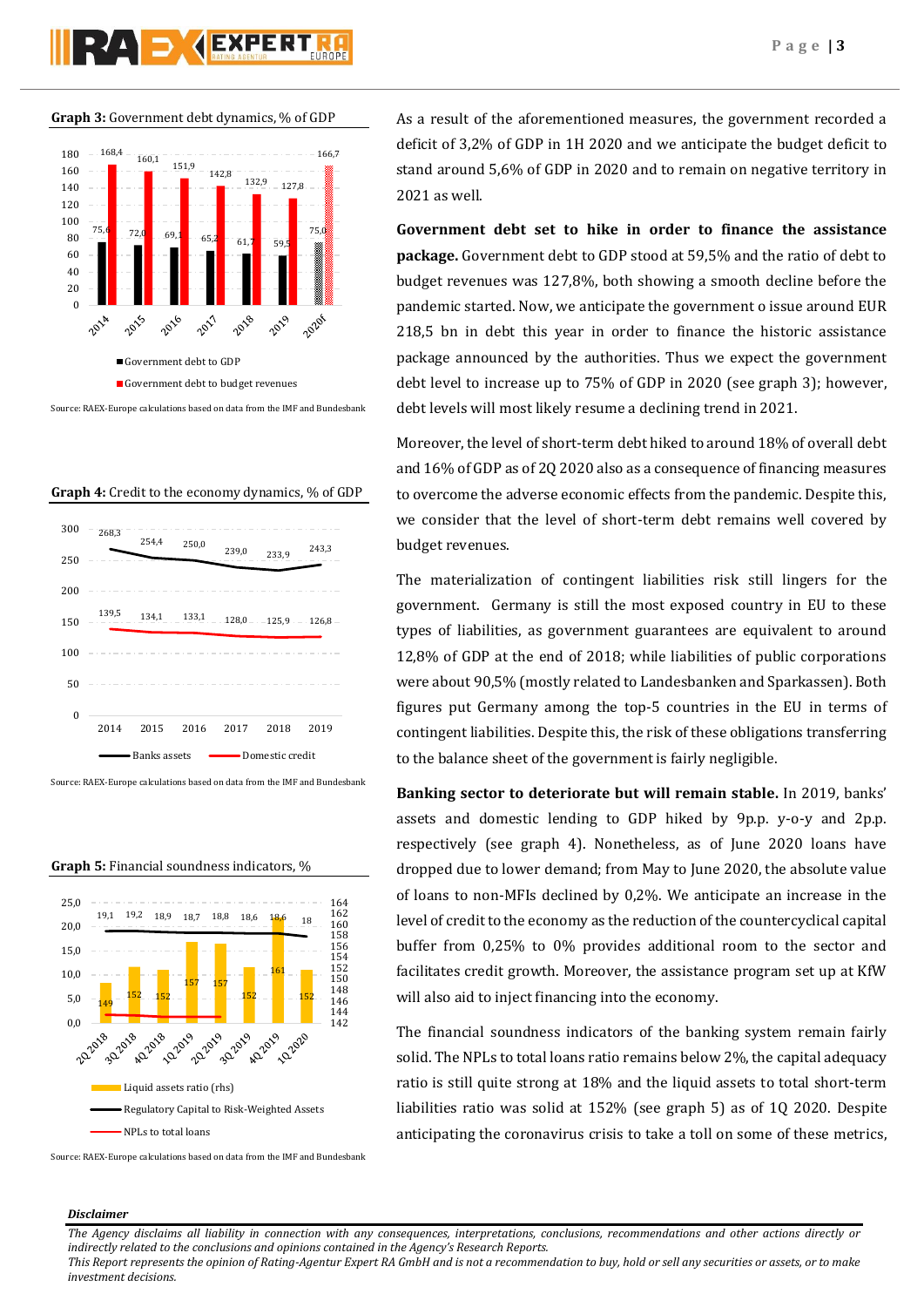**Graph 3:** Government debt dynamics, % of GDP

| | 2014 | 2015 | 2016 | 2017 | 2018 | 2019 | 2020f |
|---|---|---|---|---|---|---|---|
| Government debt to GDP | 75,6 | 72,0 | 69,1 | 65,2 | 61,7 | 59,5 | 75,0 |
| Government debt to budget revenues | 168,4 | 160,1 | 151,9 | 142,8 | 132,9 | 127,8 | 166,7 |

Source: RAEX-Europe calculations based on data from the IMF and Bundesbank

**Graph 4:** Credit to the economy dynamics, % of GDP

| | 2014 | 2015 | 2016 | 2017 | 2018 | 2019 |
|---|---|---|---|---|---|---|
| Banks assets | 268,3 | 254,4 | 250,0 | 239,0 | 233,9 | 243,3 |
| Domestic credit | 139,5 | 134,1 | 133,1 | 128,0 | 125,9 | 126,8 |

Source: RAEX-Europe calculations based on data from the IMF and Bundesbank

**Graph 5:** Financial soundness indicators, %

| | 2Q 2018 | 3Q 2018 | 4Q 2018 | 1Q 2019 | 2Q 2019 | 3Q 2019 | 4Q 2019 | 1Q 2020 |
|---|---|---|---|---|---|---|---|---|
| Liquid assets ratio (rhs) | 149 | 152 | 152 | 157 | 157 | 152 | 161 | 152 |
| Regulatory Capital to Risk-Weighted Assets | 19,1 | 19,2 | 18,9 | 18,7 | 18,8 | 18,6 | 18,6 | 18 |
| NPLs to total loans | | | | | | | | |

Source: RAEX-Europe calculations based on data from the IMF and Bundesbank

As a result of the aforementioned measures, the government recorded a deficit of 3,2% of GDP in 1H 2020 and we anticipate the budget deficit to stand around 5,6% of GDP in 2020 and to remain on negative territory in 2021 as well.

**Government debt set to hike in order to finance the assistance package.** Government debt to GDP stood at 59,5% and the ratio of debt to budget revenues was 127,8%, both showing a smooth decline before the pandemic started. Now, we anticipate the government o issue around EUR 218,5 bn in debt this year in order to finance the historic assistance package announced by the authorities. Thus we expect the government debt level to increase up to 75% of GDP in 2020 (see graph 3); however, debt levels will most likely resume a declining trend in 2021.

Moreover, the level of short-term debt hiked to around 18% of overall debt and 16% of GDP as of 2Q 2020 also as a consequence of financing measures to overcome the adverse economic effects from the pandemic. Despite this, we consider that the level of short-term debt remains well covered by budget revenues.

The materialization of contingent liabilities risk still lingers for the government. Germany is still the most exposed country in EU to these types of liabilities, as government guarantees are equivalent to around 12,8% of GDP at the end of 2018; while liabilities of public corporations were about 90,5% (mostly related to Landesbanken and Sparkassen). Both figures put Germany among the top-5 countries in the EU in terms of contingent liabilities. Despite this, the risk of these obligations transferring to the balance sheet of the government is fairly negligible.

**Banking sector to deteriorate but will remain stable.** In 2019, banks' assets and domestic lending to GDP hiked by 9p.p. y-o-y and 2p.p. respectively (see graph 4). Nonetheless, as of June 2020 loans have dropped due to lower demand; from May to June 2020, the absolute value of loans to non-MFIs declined by 0,2%. We anticipate an increase in the level of credit to the economy as the reduction of the countercyclical capital buffer from 0,25% to 0% provides additional room to the sector and facilitates credit growth. Moreover, the assistance program set up at KfW will also aid to inject financing into the economy.

The financial soundness indicators of the banking system remain fairly solid. The NPLs to total loans ratio remains below 2%, the capital adequacy ratio is still quite strong at 18% and the liquid assets to total short-term liabilities ratio was solid at 152% (see graph 5) as of 1Q 2020. Despite anticipating the coronavirus crisis to take a toll on some of these metrics,

***Disclaimer***

*The Agency disclaims all liability in connection with any consequences, interpretations, conclusions, recommendations and other actions directly or indirectly related to the conclusions and opinions contained in the Agency's Research Reports.*
*This Report represents the opinion of Rating-Agentur Expert RA GmbH and is not a recommendation to buy, hold or sell any securities or assets, or to make investment decisions.*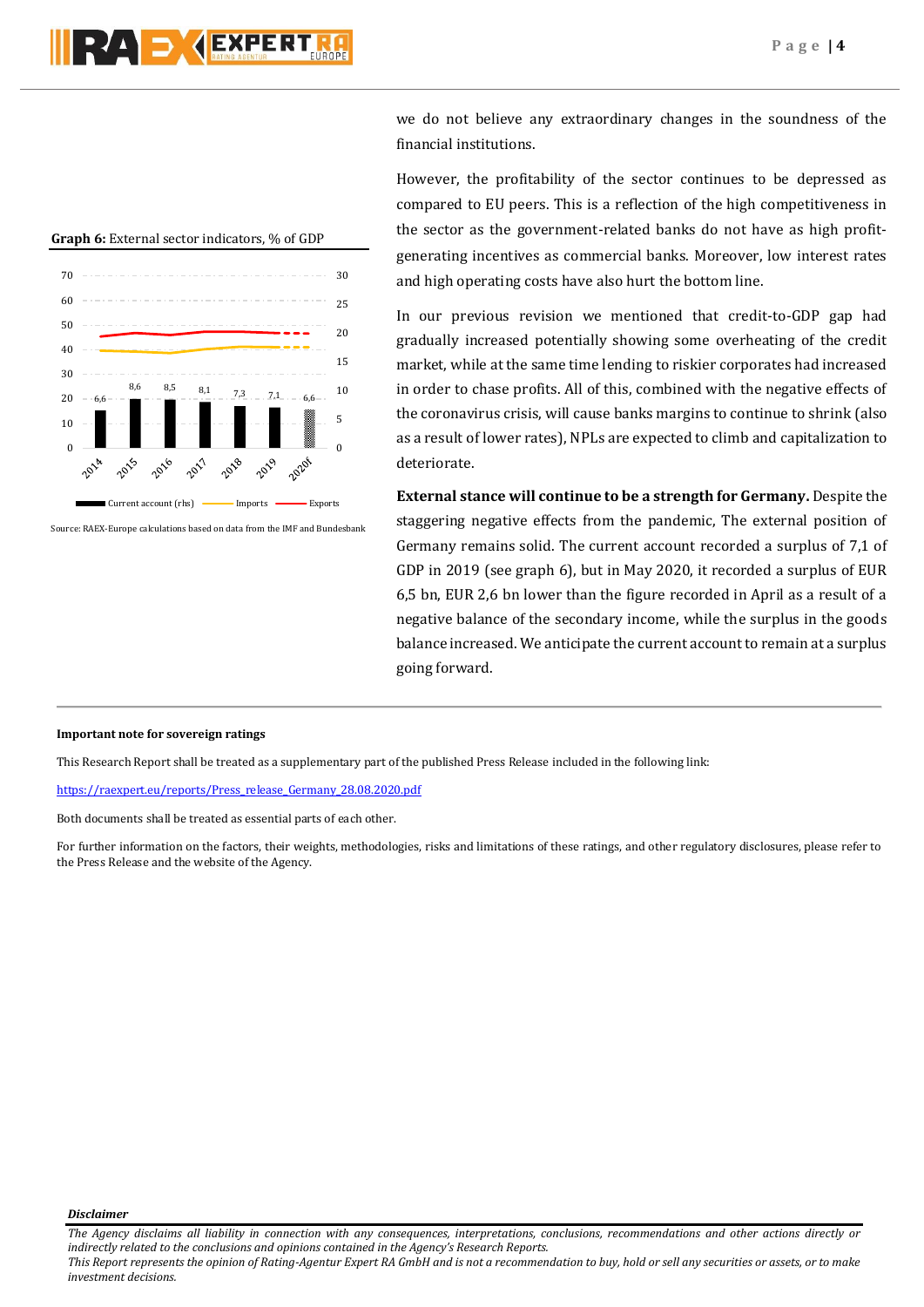**Graph 6:** External sector indicators, % of GDP

70
60
50
40
30
20
10
0

30
25
20
15
10
5
0

6,6
8,6
8,5
8,1
7,3
7,1
6,6

2014
2015
2016
2017
2018
2019
2020f

Current account (rhs)
Imports
Exports

Source: RAEX-Europe calculations based on data from the IMF and Bundesbank

we do not believe any extraordinary changes in the soundness of the financial institutions.

However, the profitability of the sector continues to be depressed as compared to EU peers. This is a reflection of the high competitiveness in the sector as the government-related banks do not have as high profit-generating incentives as commercial banks. Moreover, low interest rates and high operating costs have also hurt the bottom line.

In our previous revision we mentioned that credit-to-GDP gap had gradually increased potentially showing some overheating of the credit market, while at the same time lending to riskier corporates had increased in order to chase profits. All of this, combined with the negative effects of the coronavirus crisis, will cause banks margins to continue to shrink (also as a result of lower rates), NPLs are expected to climb and capitalization to deteriorate.

**External stance will continue to be a strength for Germany.** Despite the staggering negative effects from the pandemic, The external position of Germany remains solid. The current account recorded a surplus of 7,1 of GDP in 2019 (see graph 6), but in May 2020, it recorded a surplus of EUR 6,5 bn, EUR 2,6 bn lower than the figure recorded in April as a result of a negative balance of the secondary income, while the surplus in the goods balance increased. We anticipate the current account to remain at a surplus going forward.

---

**Important note for sovereign ratings**

This Research Report shall be treated as a supplementary part of the published Press Release included in the following link:

https://raexpert.eu/reports/Press_release_Germany_28.08.2020.pdf

Both documents shall be treated as essential parts of each other.

For further information on the factors, their weights, methodologies, risks and limitations of these ratings, and other regulatory disclosures, please refer to the Press Release and the website of the Agency.

***Disclaimer***

*The Agency disclaims all liability in connection with any consequences, interpretations, conclusions, recommendations and other actions directly or indirectly related to the conclusions and opinions contained in the Agency's Research Reports.*
*This Report represents the opinion of Rating-Agentur Expert RA GmbH and is not a recommendation to buy, hold or sell any securities or assets, or to make investment decisions.*